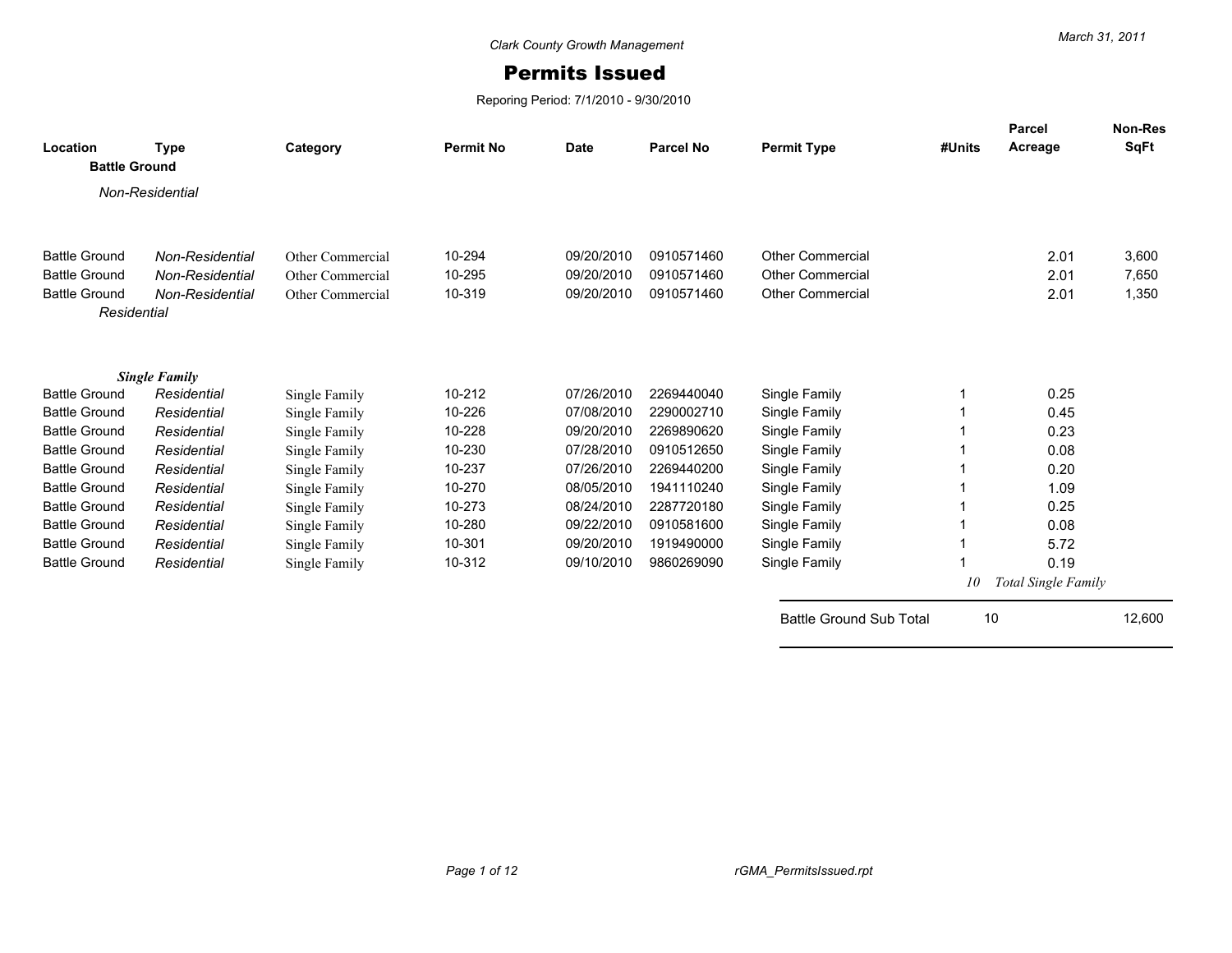Clark County Growth Management

# Permits Issued

Reporing Period: 7/1/2010 - 9/30/2010

March 31, 2011

| Location | Type | Category | Permit No | Date | Parcel No | Permit Type | #Units | Parcel Acreage | Non-Res SqFt |
|---|---|---|---|---|---|---|---|---|---|
| **Battle Ground** | | | | | | | | | |
| *Non-Residential* | | | | | | | | | |
| Battle Ground | *Non-Residential* | Other Commercial | 10-294 | 09/20/2010 | 0910571460 | Other Commercial | | 2.01 | 3,600 |
| Battle Ground | *Non-Residential* | Other Commercial | 10-295 | 09/20/2010 | 0910571460 | Other Commercial | | 2.01 | 7,650 |
| Battle Ground | *Non-Residential* | Other Commercial | 10-319 | 09/20/2010 | 0910571460 | Other Commercial | | 2.01 | 1,350 |
| *Residential* | | | | | | | | | |
| ***Single Family*** | | | | | | | | | |
| Battle Ground | *Residential* | Single Family | 10-212 | 07/26/2010 | 2269440040 | Single Family | 1 | 0.25 | |
| Battle Ground | *Residential* | Single Family | 10-226 | 07/08/2010 | 2290002710 | Single Family | 1 | 0.45 | |
| Battle Ground | *Residential* | Single Family | 10-228 | 09/20/2010 | 2269890620 | Single Family | 1 | 0.23 | |
| Battle Ground | *Residential* | Single Family | 10-230 | 07/28/2010 | 0910512650 | Single Family | 1 | 0.08 | |
| Battle Ground | *Residential* | Single Family | 10-237 | 07/26/2010 | 2269440200 | Single Family | 1 | 0.20 | |
| Battle Ground | *Residential* | Single Family | 10-270 | 08/05/2010 | 1941110240 | Single Family | 1 | 1.09 | |
| Battle Ground | *Residential* | Single Family | 10-273 | 08/24/2010 | 2287720180 | Single Family | 1 | 0.25 | |
| Battle Ground | *Residential* | Single Family | 10-280 | 09/22/2010 | 0910581600 | Single Family | 1 | 0.08 | |
| Battle Ground | *Residential* | Single Family | 10-301 | 09/20/2010 | 1919490000 | Single Family | 1 | 5.72 | |
| Battle Ground | *Residential* | Single Family | 10-312 | 09/10/2010 | 9860269090 | Single Family | 1 | 0.19 | |
| | | | | | | | *10* | *Total Single Family* | |
| | | | | | | Battle Ground Sub Total | 10 | | 12,600 |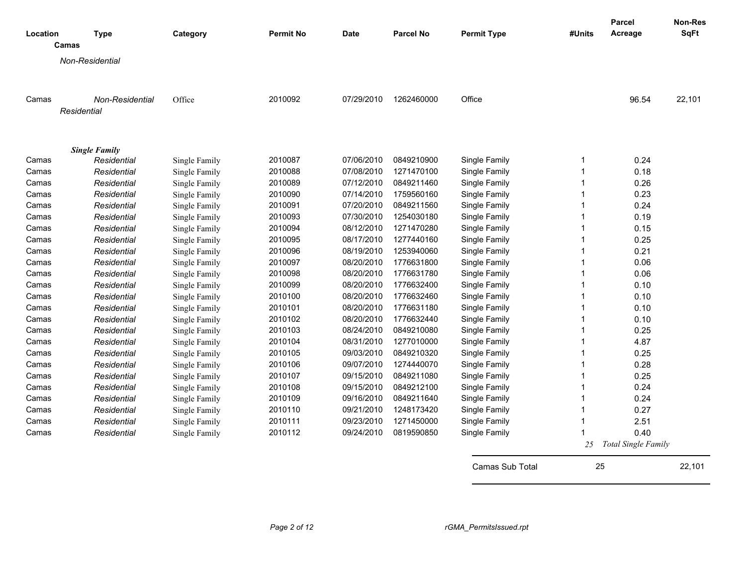| Location | Type | Category | Permit No | Date | Parcel No | Permit Type | #Units | Parcel Acreage | Non-Res SqFt |
|---|---|---|---|---|---|---|---|---|---|
| **Camas** | | | | | | | | | |
| *Non-Residential* | | | | | | | | | |
| Camas | *Non-Residential* | Office | 2010092 | 07/29/2010 | 1262460000 | Office | | 96.54 | 22,101 |
| *Residential* | | | | | | | | | |
| ***Single Family*** | | | | | | | | | |
| Camas | *Residential* | Single Family | 2010087 | 07/06/2010 | 0849210900 | Single Family | 1 | 0.24 | |
| Camas | *Residential* | Single Family | 2010088 | 07/08/2010 | 1271470100 | Single Family | 1 | 0.18 | |
| Camas | *Residential* | Single Family | 2010089 | 07/12/2010 | 0849211460 | Single Family | 1 | 0.26 | |
| Camas | *Residential* | Single Family | 2010090 | 07/14/2010 | 1759560160 | Single Family | 1 | 0.23 | |
| Camas | *Residential* | Single Family | 2010091 | 07/20/2010 | 0849211560 | Single Family | 1 | 0.24 | |
| Camas | *Residential* | Single Family | 2010093 | 07/30/2010 | 1254030180 | Single Family | 1 | 0.19 | |
| Camas | *Residential* | Single Family | 2010094 | 08/12/2010 | 1271470280 | Single Family | 1 | 0.15 | |
| Camas | *Residential* | Single Family | 2010095 | 08/17/2010 | 1277440160 | Single Family | 1 | 0.25 | |
| Camas | *Residential* | Single Family | 2010096 | 08/19/2010 | 1253940060 | Single Family | 1 | 0.21 | |
| Camas | *Residential* | Single Family | 2010097 | 08/20/2010 | 1776631800 | Single Family | 1 | 0.06 | |
| Camas | *Residential* | Single Family | 2010098 | 08/20/2010 | 1776631780 | Single Family | 1 | 0.06 | |
| Camas | *Residential* | Single Family | 2010099 | 08/20/2010 | 1776632400 | Single Family | 1 | 0.10 | |
| Camas | *Residential* | Single Family | 2010100 | 08/20/2010 | 1776632460 | Single Family | 1 | 0.10 | |
| Camas | *Residential* | Single Family | 2010101 | 08/20/2010 | 1776631180 | Single Family | 1 | 0.10 | |
| Camas | *Residential* | Single Family | 2010102 | 08/20/2010 | 1776632440 | Single Family | 1 | 0.10 | |
| Camas | *Residential* | Single Family | 2010103 | 08/24/2010 | 0849210080 | Single Family | 1 | 0.25 | |
| Camas | *Residential* | Single Family | 2010104 | 08/31/2010 | 1277010000 | Single Family | 1 | 4.87 | |
| Camas | *Residential* | Single Family | 2010105 | 09/03/2010 | 0849210320 | Single Family | 1 | 0.25 | |
| Camas | *Residential* | Single Family | 2010106 | 09/07/2010 | 1274440070 | Single Family | 1 | 0.28 | |
| Camas | *Residential* | Single Family | 2010107 | 09/15/2010 | 0849211080 | Single Family | 1 | 0.25 | |
| Camas | *Residential* | Single Family | 2010108 | 09/15/2010 | 0849212100 | Single Family | 1 | 0.24 | |
| Camas | *Residential* | Single Family | 2010109 | 09/16/2010 | 0849211640 | Single Family | 1 | 0.24 | |
| Camas | *Residential* | Single Family | 2010110 | 09/21/2010 | 1248173420 | Single Family | 1 | 0.27 | |
| Camas | *Residential* | Single Family | 2010111 | 09/23/2010 | 1271450000 | Single Family | 1 | 2.51 | |
| Camas | *Residential* | Single Family | 2010112 | 09/24/2010 | 0819590850 | Single Family | 1 | 0.40 | |
| | | | | | | | *25* | *Total Single Family* | |
| | | | | | | Camas Sub Total | 25 | | 22,101 |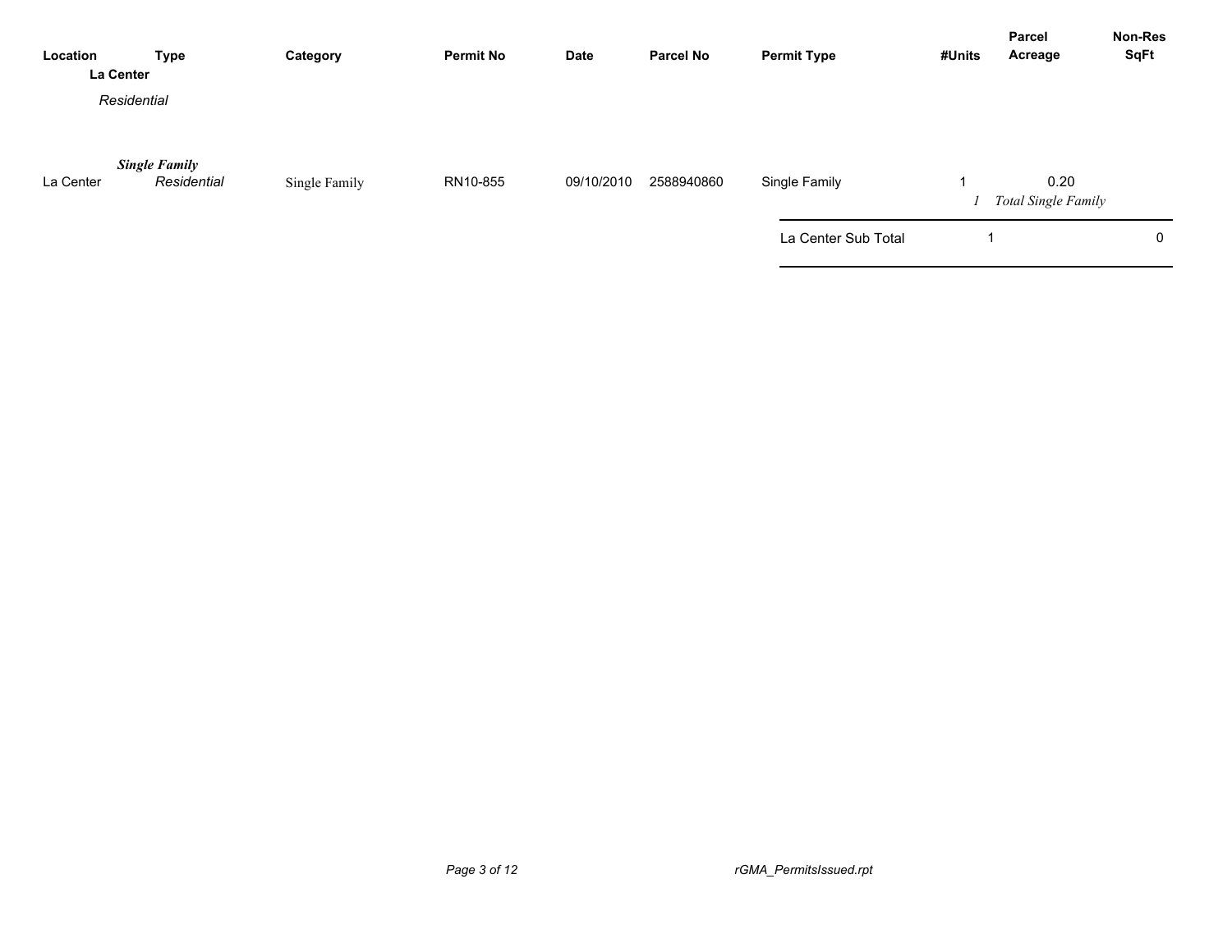| Location | Type | Category | Permit No | Date | Parcel No | Permit Type | #Units | Parcel Acreage | Non-Res SqFt |
| --- | --- | --- | --- | --- | --- | --- | --- | --- | --- |
| **La Center** | | | | | | | | | |
| *Residential* | | | | | | | | | |
| | ***Single Family*** | | | | | | | | |
| La Center | *Residential* | Single Family | RN10-855 | 09/10/2010 | 2588940860 | Single Family | 1 | 0.20 | |
| | | | | | | | *1* | *Total Single Family* | |
| | | | | | | La Center Sub Total | 1 | | 0 |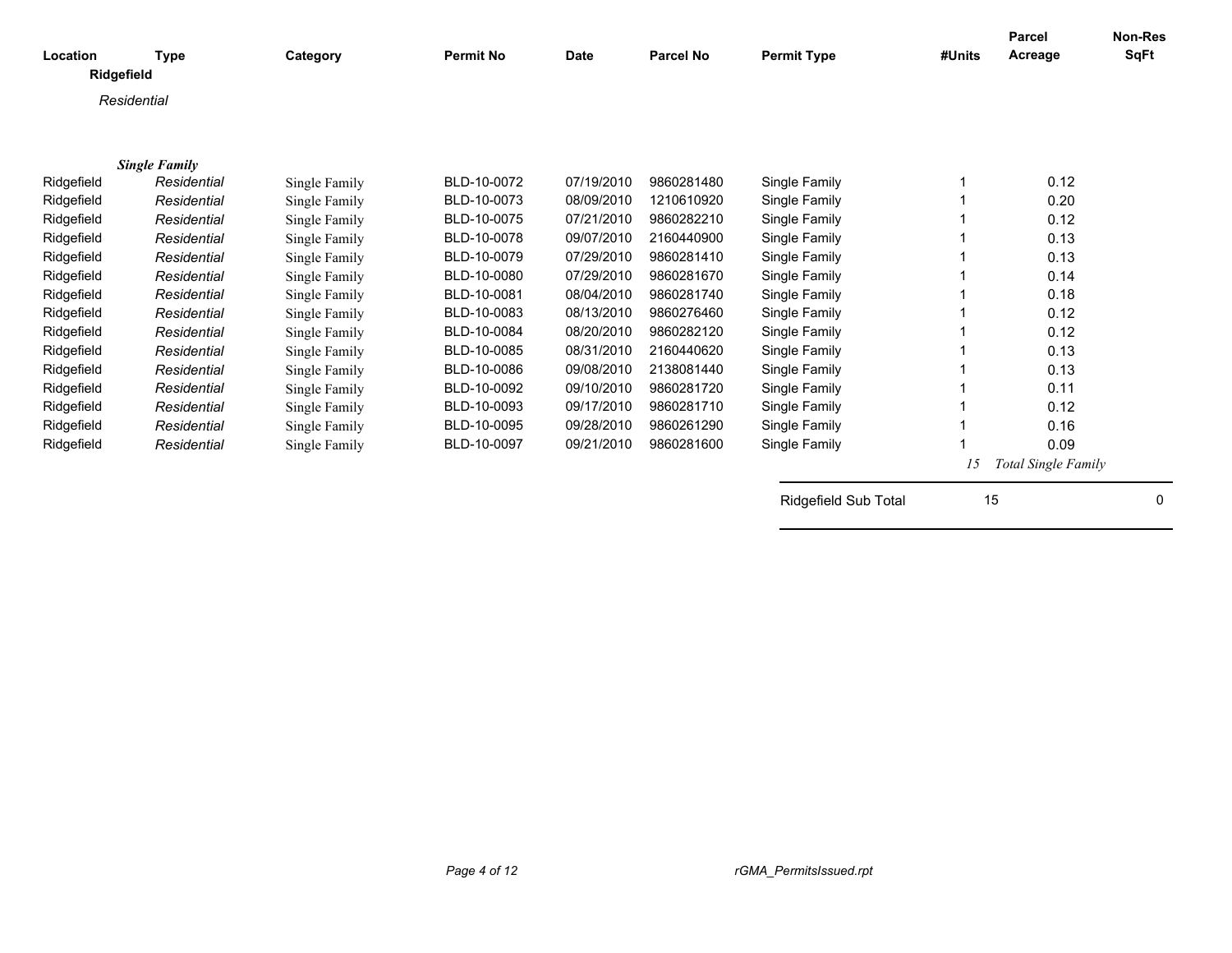| Location | Type | Category | Permit No | Date | Parcel No | Permit Type | #Units | Parcel Acreage | Non-Res SqFt |
|---|---|---|---|---|---|---|---|---|---|
| **Ridgefield** | | | | | | | | | |
| *Residential* | | | | | | | | | |
| ***Single Family*** | | | | | | | | | |
| Ridgefield | *Residential* | Single Family | BLD-10-0072 | 07/19/2010 | 9860281480 | Single Family | 1 | 0.12 | |
| Ridgefield | *Residential* | Single Family | BLD-10-0073 | 08/09/2010 | 1210610920 | Single Family | 1 | 0.20 | |
| Ridgefield | *Residential* | Single Family | BLD-10-0075 | 07/21/2010 | 9860282210 | Single Family | 1 | 0.12 | |
| Ridgefield | *Residential* | Single Family | BLD-10-0078 | 09/07/2010 | 2160440900 | Single Family | 1 | 0.13 | |
| Ridgefield | *Residential* | Single Family | BLD-10-0079 | 07/29/2010 | 9860281410 | Single Family | 1 | 0.13 | |
| Ridgefield | *Residential* | Single Family | BLD-10-0080 | 07/29/2010 | 9860281670 | Single Family | 1 | 0.14 | |
| Ridgefield | *Residential* | Single Family | BLD-10-0081 | 08/04/2010 | 9860281740 | Single Family | 1 | 0.18 | |
| Ridgefield | *Residential* | Single Family | BLD-10-0083 | 08/13/2010 | 9860276460 | Single Family | 1 | 0.12 | |
| Ridgefield | *Residential* | Single Family | BLD-10-0084 | 08/20/2010 | 9860282120 | Single Family | 1 | 0.12 | |
| Ridgefield | *Residential* | Single Family | BLD-10-0085 | 08/31/2010 | 2160440620 | Single Family | 1 | 0.13 | |
| Ridgefield | *Residential* | Single Family | BLD-10-0086 | 09/08/2010 | 2138081440 | Single Family | 1 | 0.13 | |
| Ridgefield | *Residential* | Single Family | BLD-10-0092 | 09/10/2010 | 9860281720 | Single Family | 1 | 0.11 | |
| Ridgefield | *Residential* | Single Family | BLD-10-0093 | 09/17/2010 | 9860281710 | Single Family | 1 | 0.12 | |
| Ridgefield | *Residential* | Single Family | BLD-10-0095 | 09/28/2010 | 9860261290 | Single Family | 1 | 0.16 | |
| Ridgefield | *Residential* | Single Family | BLD-10-0097 | 09/21/2010 | 9860281600 | Single Family | 1 | 0.09 | |
| | | | | | | | *15* | *Total Single Family* | |
| | | | | | | Ridgefield Sub Total | 15 | | 0 |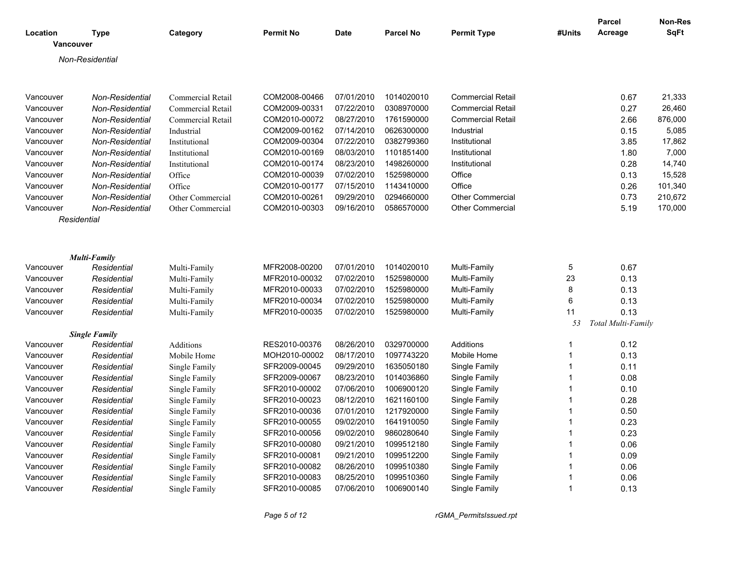| Location | Type | Category | Permit No | Date | Parcel No | Permit Type | #Units | Parcel Acreage | Non-Res SqFt |
|---|---|---|---|---|---|---|---|---|---|
| **Vancouver** | | | | | | | | | |
| *Non-Residential* | | | | | | | | | |
| Vancouver | *Non-Residential* | Commercial Retail | COM2008-00466 | 07/01/2010 | 1014020010 | Commercial Retail | | 0.67 | 21,333 |
| Vancouver | *Non-Residential* | Commercial Retail | COM2009-00331 | 07/22/2010 | 0308970000 | Commercial Retail | | 0.27 | 26,460 |
| Vancouver | *Non-Residential* | Commercial Retail | COM2010-00072 | 08/27/2010 | 1761590000 | Commercial Retail | | 2.66 | 876,000 |
| Vancouver | *Non-Residential* | Industrial | COM2009-00162 | 07/14/2010 | 0626300000 | Industrial | | 0.15 | 5,085 |
| Vancouver | *Non-Residential* | Institutional | COM2009-00304 | 07/22/2010 | 0382799360 | Institutional | | 3.85 | 17,862 |
| Vancouver | *Non-Residential* | Institutional | COM2010-00169 | 08/03/2010 | 1101851400 | Institutional | | 1.80 | 7,000 |
| Vancouver | *Non-Residential* | Institutional | COM2010-00174 | 08/23/2010 | 1498260000 | Institutional | | 0.28 | 14,740 |
| Vancouver | *Non-Residential* | Office | COM2010-00039 | 07/02/2010 | 1525980000 | Office | | 0.13 | 15,528 |
| Vancouver | *Non-Residential* | Office | COM2010-00177 | 07/15/2010 | 1143410000 | Office | | 0.26 | 101,340 |
| Vancouver | *Non-Residential* | Other Commercial | COM2010-00261 | 09/29/2010 | 0294660000 | Other Commercial | | 0.73 | 210,672 |
| Vancouver | *Non-Residential* | Other Commercial | COM2010-00303 | 09/16/2010 | 0586570000 | Other Commercial | | 5.19 | 170,000 |
| *Residential* | | | | | | | | | |
| ***Multi-Family*** | | | | | | | | | |
| Vancouver | *Residential* | Multi-Family | MFR2008-00200 | 07/01/2010 | 1014020010 | Multi-Family | 5 | 0.67 | |
| Vancouver | *Residential* | Multi-Family | MFR2010-00032 | 07/02/2010 | 1525980000 | Multi-Family | 23 | 0.13 | |
| Vancouver | *Residential* | Multi-Family | MFR2010-00033 | 07/02/2010 | 1525980000 | Multi-Family | 8 | 0.13 | |
| Vancouver | *Residential* | Multi-Family | MFR2010-00034 | 07/02/2010 | 1525980000 | Multi-Family | 6 | 0.13 | |
| Vancouver | *Residential* | Multi-Family | MFR2010-00035 | 07/02/2010 | 1525980000 | Multi-Family | 11 | 0.13 | |
| | | | | | | | *53* | *Total Multi-Family* | |
| ***Single Family*** | | | | | | | | | |
| Vancouver | *Residential* | Additions | RES2010-00376 | 08/26/2010 | 0329700000 | Additions | 1 | 0.12 | |
| Vancouver | *Residential* | Mobile Home | MOH2010-00002 | 08/17/2010 | 1097743220 | Mobile Home | 1 | 0.13 | |
| Vancouver | *Residential* | Single Family | SFR2009-00045 | 09/29/2010 | 1635050180 | Single Family | 1 | 0.11 | |
| Vancouver | *Residential* | Single Family | SFR2009-00067 | 08/23/2010 | 1014036860 | Single Family | 1 | 0.08 | |
| Vancouver | *Residential* | Single Family | SFR2010-00002 | 07/06/2010 | 1006900120 | Single Family | 1 | 0.10 | |
| Vancouver | *Residential* | Single Family | SFR2010-00023 | 08/12/2010 | 1621160100 | Single Family | 1 | 0.28 | |
| Vancouver | *Residential* | Single Family | SFR2010-00036 | 07/01/2010 | 1217920000 | Single Family | 1 | 0.50 | |
| Vancouver | *Residential* | Single Family | SFR2010-00055 | 09/02/2010 | 1641910050 | Single Family | 1 | 0.23 | |
| Vancouver | *Residential* | Single Family | SFR2010-00056 | 09/02/2010 | 9860280640 | Single Family | 1 | 0.23 | |
| Vancouver | *Residential* | Single Family | SFR2010-00080 | 09/21/2010 | 1099512180 | Single Family | 1 | 0.06 | |
| Vancouver | *Residential* | Single Family | SFR2010-00081 | 09/21/2010 | 1099512200 | Single Family | 1 | 0.09 | |
| Vancouver | *Residential* | Single Family | SFR2010-00082 | 08/26/2010 | 1099510380 | Single Family | 1 | 0.06 | |
| Vancouver | *Residential* | Single Family | SFR2010-00083 | 08/25/2010 | 1099510360 | Single Family | 1 | 0.06 | |
| Vancouver | *Residential* | Single Family | SFR2010-00085 | 07/06/2010 | 1006900140 | Single Family | 1 | 0.13 | |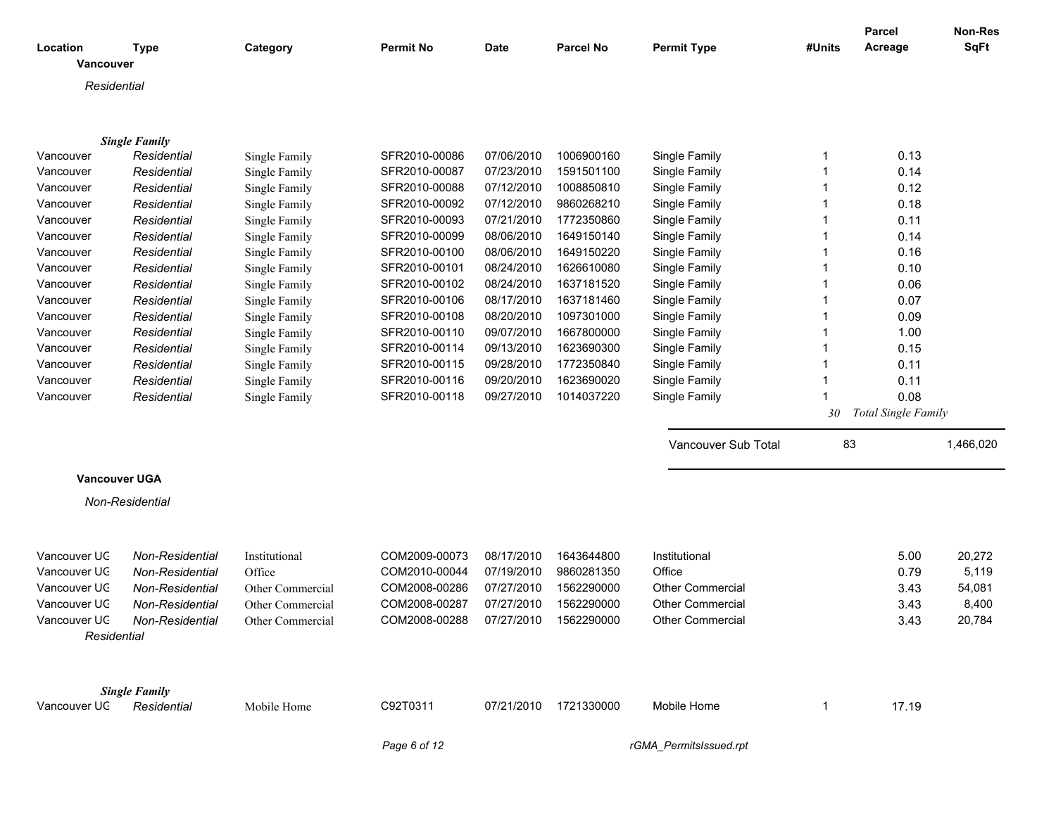| Location | Type | Category | Permit No | Date | Parcel No | Permit Type | #Units | Parcel Acreage | Non-Res SqFt |
|---|---|---|---|---|---|---|---|---|---|
| **Vancouver** | | | | | | | | | |
| *Residential* | | | | | | | | | |
| | ***Single Family*** | | | | | | | | |
| Vancouver | *Residential* | Single Family | SFR2010-00086 | 07/06/2010 | 1006900160 | Single Family | 1 | 0.13 | |
| Vancouver | *Residential* | Single Family | SFR2010-00087 | 07/23/2010 | 1591501100 | Single Family | 1 | 0.14 | |
| Vancouver | *Residential* | Single Family | SFR2010-00088 | 07/12/2010 | 1008850810 | Single Family | 1 | 0.12 | |
| Vancouver | *Residential* | Single Family | SFR2010-00092 | 07/12/2010 | 9860268210 | Single Family | 1 | 0.18 | |
| Vancouver | *Residential* | Single Family | SFR2010-00093 | 07/21/2010 | 1772350860 | Single Family | 1 | 0.11 | |
| Vancouver | *Residential* | Single Family | SFR2010-00099 | 08/06/2010 | 1649150140 | Single Family | 1 | 0.14 | |
| Vancouver | *Residential* | Single Family | SFR2010-00100 | 08/06/2010 | 1649150220 | Single Family | 1 | 0.16 | |
| Vancouver | *Residential* | Single Family | SFR2010-00101 | 08/24/2010 | 1626610080 | Single Family | 1 | 0.10 | |
| Vancouver | *Residential* | Single Family | SFR2010-00102 | 08/24/2010 | 1637181520 | Single Family | 1 | 0.06 | |
| Vancouver | *Residential* | Single Family | SFR2010-00106 | 08/17/2010 | 1637181460 | Single Family | 1 | 0.07 | |
| Vancouver | *Residential* | Single Family | SFR2010-00108 | 08/20/2010 | 1097301000 | Single Family | 1 | 0.09 | |
| Vancouver | *Residential* | Single Family | SFR2010-00110 | 09/07/2010 | 1667800000 | Single Family | 1 | 1.00 | |
| Vancouver | *Residential* | Single Family | SFR2010-00114 | 09/13/2010 | 1623690300 | Single Family | 1 | 0.15 | |
| Vancouver | *Residential* | Single Family | SFR2010-00115 | 09/28/2010 | 1772350840 | Single Family | 1 | 0.11 | |
| Vancouver | *Residential* | Single Family | SFR2010-00116 | 09/20/2010 | 1623690020 | Single Family | 1 | 0.11 | |
| Vancouver | *Residential* | Single Family | SFR2010-00118 | 09/27/2010 | 1014037220 | Single Family | 1 | 0.08 | |
| | | | | | | | *30* | *Total Single Family* | |
| | | | | | | Vancouver Sub Total | 83 | | 1,466,020 |
| **Vancouver UGA** | | | | | | | | | |
| *Non-Residential* | | | | | | | | | |
| Vancouver UG | *Non-Residential* | Institutional | COM2009-00073 | 08/17/2010 | 1643644800 | Institutional | | 5.00 | 20,272 |
| Vancouver UG | *Non-Residential* | Office | COM2010-00044 | 07/19/2010 | 9860281350 | Office | | 0.79 | 5,119 |
| Vancouver UG | *Non-Residential* | Other Commercial | COM2008-00286 | 07/27/2010 | 1562290000 | Other Commercial | | 3.43 | 54,081 |
| Vancouver UG | *Non-Residential* | Other Commercial | COM2008-00287 | 07/27/2010 | 1562290000 | Other Commercial | | 3.43 | 8,400 |
| Vancouver UG | *Non-Residential* | Other Commercial | COM2008-00288 | 07/27/2010 | 1562290000 | Other Commercial | | 3.43 | 20,784 |
| *Residential* | | | | | | | | | |
| | ***Single Family*** | | | | | | | | |
| Vancouver UG | *Residential* | Mobile Home | C92T0311 | 07/21/2010 | 1721330000 | Mobile Home | 1 | 17.19 | |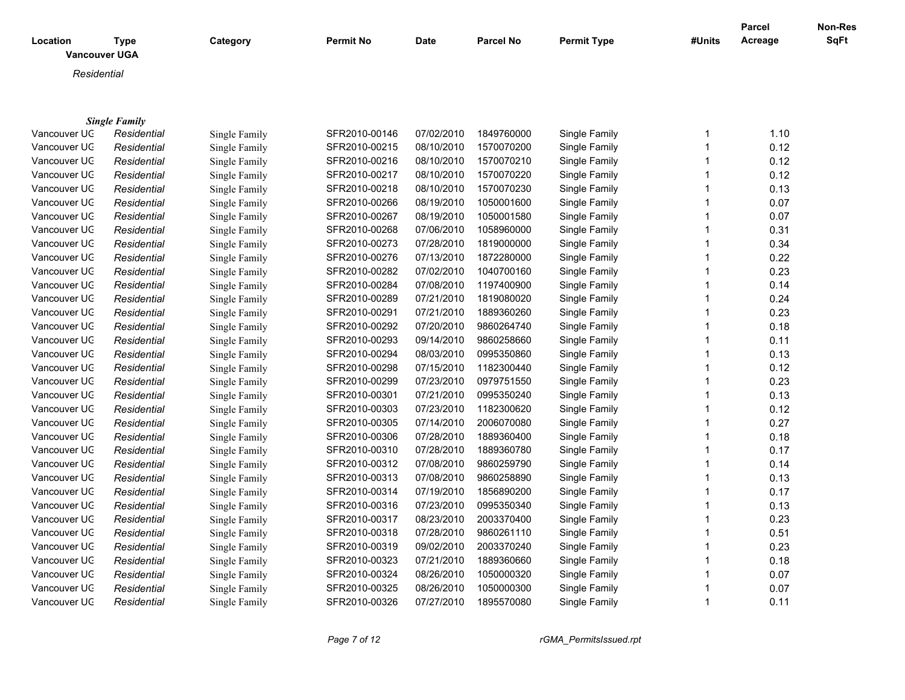| Location | Type | Category | Permit No | Date | Parcel No | Permit Type | #Units | Parcel Acreage | Non-Res SqFt |
|---|---|---|---|---|---|---|---|---|---|

**Vancouver UGA**

*Residential*

***Single Family***

| Location | Type | Category | Permit No | Date | Parcel No | Permit Type | #Units | Parcel Acreage | Non-Res SqFt |
|---|---|---|---|---|---|---|---|---|---|
| Vancouver UG | *Residential* | Single Family | SFR2010-00146 | 07/02/2010 | 1849760000 | Single Family | 1 | 1.10 | |
| Vancouver UG | *Residential* | Single Family | SFR2010-00215 | 08/10/2010 | 1570070200 | Single Family | 1 | 0.12 | |
| Vancouver UG | *Residential* | Single Family | SFR2010-00216 | 08/10/2010 | 1570070210 | Single Family | 1 | 0.12 | |
| Vancouver UG | *Residential* | Single Family | SFR2010-00217 | 08/10/2010 | 1570070220 | Single Family | 1 | 0.12 | |
| Vancouver UG | *Residential* | Single Family | SFR2010-00218 | 08/10/2010 | 1570070230 | Single Family | 1 | 0.13 | |
| Vancouver UG | *Residential* | Single Family | SFR2010-00266 | 08/19/2010 | 1050001600 | Single Family | 1 | 0.07 | |
| Vancouver UG | *Residential* | Single Family | SFR2010-00267 | 08/19/2010 | 1050001580 | Single Family | 1 | 0.07 | |
| Vancouver UG | *Residential* | Single Family | SFR2010-00268 | 07/06/2010 | 1058960000 | Single Family | 1 | 0.31 | |
| Vancouver UG | *Residential* | Single Family | SFR2010-00273 | 07/28/2010 | 1819000000 | Single Family | 1 | 0.34 | |
| Vancouver UG | *Residential* | Single Family | SFR2010-00276 | 07/13/2010 | 1872280000 | Single Family | 1 | 0.22 | |
| Vancouver UG | *Residential* | Single Family | SFR2010-00282 | 07/02/2010 | 1040700160 | Single Family | 1 | 0.23 | |
| Vancouver UG | *Residential* | Single Family | SFR2010-00284 | 07/08/2010 | 1197400900 | Single Family | 1 | 0.14 | |
| Vancouver UG | *Residential* | Single Family | SFR2010-00289 | 07/21/2010 | 1819080020 | Single Family | 1 | 0.24 | |
| Vancouver UG | *Residential* | Single Family | SFR2010-00291 | 07/21/2010 | 1889360260 | Single Family | 1 | 0.23 | |
| Vancouver UG | *Residential* | Single Family | SFR2010-00292 | 07/20/2010 | 9860264740 | Single Family | 1 | 0.18 | |
| Vancouver UG | *Residential* | Single Family | SFR2010-00293 | 09/14/2010 | 9860258660 | Single Family | 1 | 0.11 | |
| Vancouver UG | *Residential* | Single Family | SFR2010-00294 | 08/03/2010 | 0995350860 | Single Family | 1 | 0.13 | |
| Vancouver UG | *Residential* | Single Family | SFR2010-00298 | 07/15/2010 | 1182300440 | Single Family | 1 | 0.12 | |
| Vancouver UG | *Residential* | Single Family | SFR2010-00299 | 07/23/2010 | 0979751550 | Single Family | 1 | 0.23 | |
| Vancouver UG | *Residential* | Single Family | SFR2010-00301 | 07/21/2010 | 0995350240 | Single Family | 1 | 0.13 | |
| Vancouver UG | *Residential* | Single Family | SFR2010-00303 | 07/23/2010 | 1182300620 | Single Family | 1 | 0.12 | |
| Vancouver UG | *Residential* | Single Family | SFR2010-00305 | 07/14/2010 | 2006070080 | Single Family | 1 | 0.27 | |
| Vancouver UG | *Residential* | Single Family | SFR2010-00306 | 07/28/2010 | 1889360400 | Single Family | 1 | 0.18 | |
| Vancouver UG | *Residential* | Single Family | SFR2010-00310 | 07/28/2010 | 1889360780 | Single Family | 1 | 0.17 | |
| Vancouver UG | *Residential* | Single Family | SFR2010-00312 | 07/08/2010 | 9860259790 | Single Family | 1 | 0.14 | |
| Vancouver UG | *Residential* | Single Family | SFR2010-00313 | 07/08/2010 | 9860258890 | Single Family | 1 | 0.13 | |
| Vancouver UG | *Residential* | Single Family | SFR2010-00314 | 07/19/2010 | 1856890200 | Single Family | 1 | 0.17 | |
| Vancouver UG | *Residential* | Single Family | SFR2010-00316 | 07/23/2010 | 0995350340 | Single Family | 1 | 0.13 | |
| Vancouver UG | *Residential* | Single Family | SFR2010-00317 | 08/23/2010 | 2003370400 | Single Family | 1 | 0.23 | |
| Vancouver UG | *Residential* | Single Family | SFR2010-00318 | 07/28/2010 | 9860261110 | Single Family | 1 | 0.51 | |
| Vancouver UG | *Residential* | Single Family | SFR2010-00319 | 09/02/2010 | 2003370240 | Single Family | 1 | 0.23 | |
| Vancouver UG | *Residential* | Single Family | SFR2010-00323 | 07/21/2010 | 1889360660 | Single Family | 1 | 0.18 | |
| Vancouver UG | *Residential* | Single Family | SFR2010-00324 | 08/26/2010 | 1050000320 | Single Family | 1 | 0.07 | |
| Vancouver UG | *Residential* | Single Family | SFR2010-00325 | 08/26/2010 | 1050000300 | Single Family | 1 | 0.07 | |
| Vancouver UG | *Residential* | Single Family | SFR2010-00326 | 07/27/2010 | 1895570080 | Single Family | 1 | 0.11 | |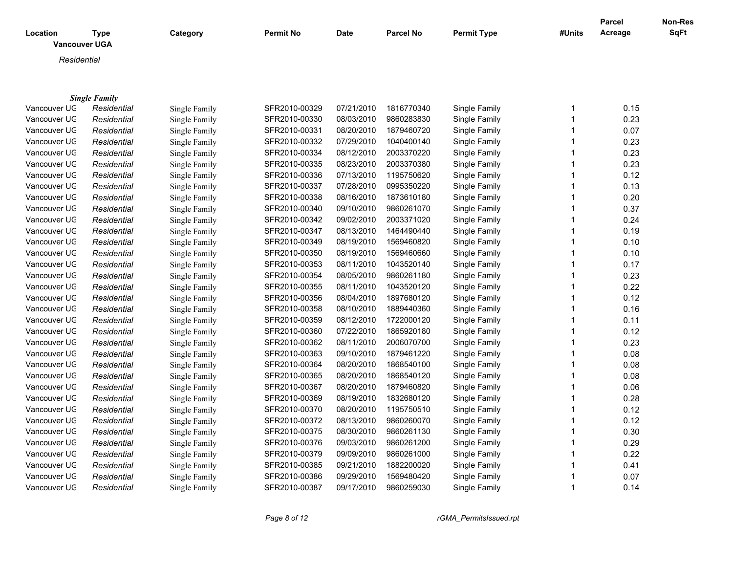| Location | Type | Category | Permit No | Date | Parcel No | Permit Type | #Units | Parcel Acreage | Non-Res SqFt |
|---|---|---|---|---|---|---|---|---|---|
| **Vancouver UGA** | | | | | | | | | |
| *Residential* | | | | | | | | | |
| ***Single Family*** | | | | | | | | | |
| Vancouver UG | Residential | Single Family | SFR2010-00329 | 07/21/2010 | 1816770340 | Single Family | 1 | 0.15 | |
| Vancouver UG | Residential | Single Family | SFR2010-00330 | 08/03/2010 | 9860283830 | Single Family | 1 | 0.23 | |
| Vancouver UG | Residential | Single Family | SFR2010-00331 | 08/20/2010 | 1879460720 | Single Family | 1 | 0.07 | |
| Vancouver UG | Residential | Single Family | SFR2010-00332 | 07/29/2010 | 1040400140 | Single Family | 1 | 0.23 | |
| Vancouver UG | Residential | Single Family | SFR2010-00334 | 08/12/2010 | 2003370220 | Single Family | 1 | 0.23 | |
| Vancouver UG | Residential | Single Family | SFR2010-00335 | 08/23/2010 | 2003370380 | Single Family | 1 | 0.23 | |
| Vancouver UG | Residential | Single Family | SFR2010-00336 | 07/13/2010 | 1195750620 | Single Family | 1 | 0.12 | |
| Vancouver UG | Residential | Single Family | SFR2010-00337 | 07/28/2010 | 0995350220 | Single Family | 1 | 0.13 | |
| Vancouver UG | Residential | Single Family | SFR2010-00338 | 08/16/2010 | 1873610180 | Single Family | 1 | 0.20 | |
| Vancouver UG | Residential | Single Family | SFR2010-00340 | 09/10/2010 | 9860261070 | Single Family | 1 | 0.37 | |
| Vancouver UG | Residential | Single Family | SFR2010-00342 | 09/02/2010 | 2003371020 | Single Family | 1 | 0.24 | |
| Vancouver UG | Residential | Single Family | SFR2010-00347 | 08/13/2010 | 1464490440 | Single Family | 1 | 0.19 | |
| Vancouver UG | Residential | Single Family | SFR2010-00349 | 08/19/2010 | 1569460820 | Single Family | 1 | 0.10 | |
| Vancouver UG | Residential | Single Family | SFR2010-00350 | 08/19/2010 | 1569460660 | Single Family | 1 | 0.10 | |
| Vancouver UG | Residential | Single Family | SFR2010-00353 | 08/11/2010 | 1043520140 | Single Family | 1 | 0.17 | |
| Vancouver UG | Residential | Single Family | SFR2010-00354 | 08/05/2010 | 9860261180 | Single Family | 1 | 0.23 | |
| Vancouver UG | Residential | Single Family | SFR2010-00355 | 08/11/2010 | 1043520120 | Single Family | 1 | 0.22 | |
| Vancouver UG | Residential | Single Family | SFR2010-00356 | 08/04/2010 | 1897680120 | Single Family | 1 | 0.12 | |
| Vancouver UG | Residential | Single Family | SFR2010-00358 | 08/10/2010 | 1889440360 | Single Family | 1 | 0.16 | |
| Vancouver UG | Residential | Single Family | SFR2010-00359 | 08/12/2010 | 1722000120 | Single Family | 1 | 0.11 | |
| Vancouver UG | Residential | Single Family | SFR2010-00360 | 07/22/2010 | 1865920180 | Single Family | 1 | 0.12 | |
| Vancouver UG | Residential | Single Family | SFR2010-00362 | 08/11/2010 | 2006070700 | Single Family | 1 | 0.23 | |
| Vancouver UG | Residential | Single Family | SFR2010-00363 | 09/10/2010 | 1879461220 | Single Family | 1 | 0.08 | |
| Vancouver UG | Residential | Single Family | SFR2010-00364 | 08/20/2010 | 1868540100 | Single Family | 1 | 0.08 | |
| Vancouver UG | Residential | Single Family | SFR2010-00365 | 08/20/2010 | 1868540120 | Single Family | 1 | 0.08 | |
| Vancouver UG | Residential | Single Family | SFR2010-00367 | 08/20/2010 | 1879460820 | Single Family | 1 | 0.06 | |
| Vancouver UG | Residential | Single Family | SFR2010-00369 | 08/19/2010 | 1832680120 | Single Family | 1 | 0.28 | |
| Vancouver UG | Residential | Single Family | SFR2010-00370 | 08/20/2010 | 1195750510 | Single Family | 1 | 0.12 | |
| Vancouver UG | Residential | Single Family | SFR2010-00372 | 08/13/2010 | 9860260070 | Single Family | 1 | 0.12 | |
| Vancouver UG | Residential | Single Family | SFR2010-00375 | 08/30/2010 | 9860261130 | Single Family | 1 | 0.30 | |
| Vancouver UG | Residential | Single Family | SFR2010-00376 | 09/03/2010 | 9860261200 | Single Family | 1 | 0.29 | |
| Vancouver UG | Residential | Single Family | SFR2010-00379 | 09/09/2010 | 9860261000 | Single Family | 1 | 0.22 | |
| Vancouver UG | Residential | Single Family | SFR2010-00385 | 09/21/2010 | 1882200020 | Single Family | 1 | 0.41 | |
| Vancouver UG | Residential | Single Family | SFR2010-00386 | 09/29/2010 | 1569480420 | Single Family | 1 | 0.07 | |
| Vancouver UG | Residential | Single Family | SFR2010-00387 | 09/17/2010 | 9860259030 | Single Family | 1 | 0.14 | |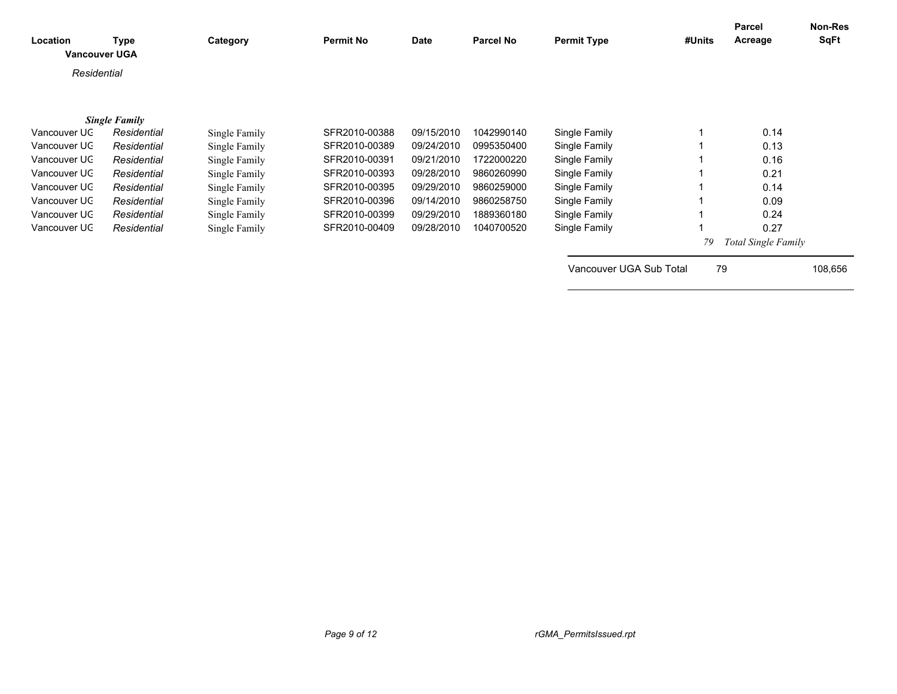| Location | Type | Category | Permit No | Date | Parcel No | Permit Type | #Units | Parcel Acreage | Non-Res SqFt |
|---|---|---|---|---|---|---|---|---|---|
| **Vancouver UGA** | | | | | | | | | |
| *Residential* | | | | | | | | | |
| | ***Single Family*** | | | | | | | | |
| Vancouver UG | *Residential* | Single Family | SFR2010-00388 | 09/15/2010 | 1042990140 | Single Family | 1 | 0.14 | |
| Vancouver UG | *Residential* | Single Family | SFR2010-00389 | 09/24/2010 | 0995350400 | Single Family | 1 | 0.13 | |
| Vancouver UG | *Residential* | Single Family | SFR2010-00391 | 09/21/2010 | 1722000220 | Single Family | 1 | 0.16 | |
| Vancouver UG | *Residential* | Single Family | SFR2010-00393 | 09/28/2010 | 9860260990 | Single Family | 1 | 0.21 | |
| Vancouver UG | *Residential* | Single Family | SFR2010-00395 | 09/29/2010 | 9860259000 | Single Family | 1 | 0.14 | |
| Vancouver UG | *Residential* | Single Family | SFR2010-00396 | 09/14/2010 | 9860258750 | Single Family | 1 | 0.09 | |
| Vancouver UG | *Residential* | Single Family | SFR2010-00399 | 09/29/2010 | 1889360180 | Single Family | 1 | 0.24 | |
| Vancouver UG | *Residential* | Single Family | SFR2010-00409 | 09/28/2010 | 1040700520 | Single Family | 1 | 0.27 | |
| | | | | | | | *79* | *Total Single Family* | |
| | | | | | | Vancouver UGA Sub Total | 79 | | 108,656 |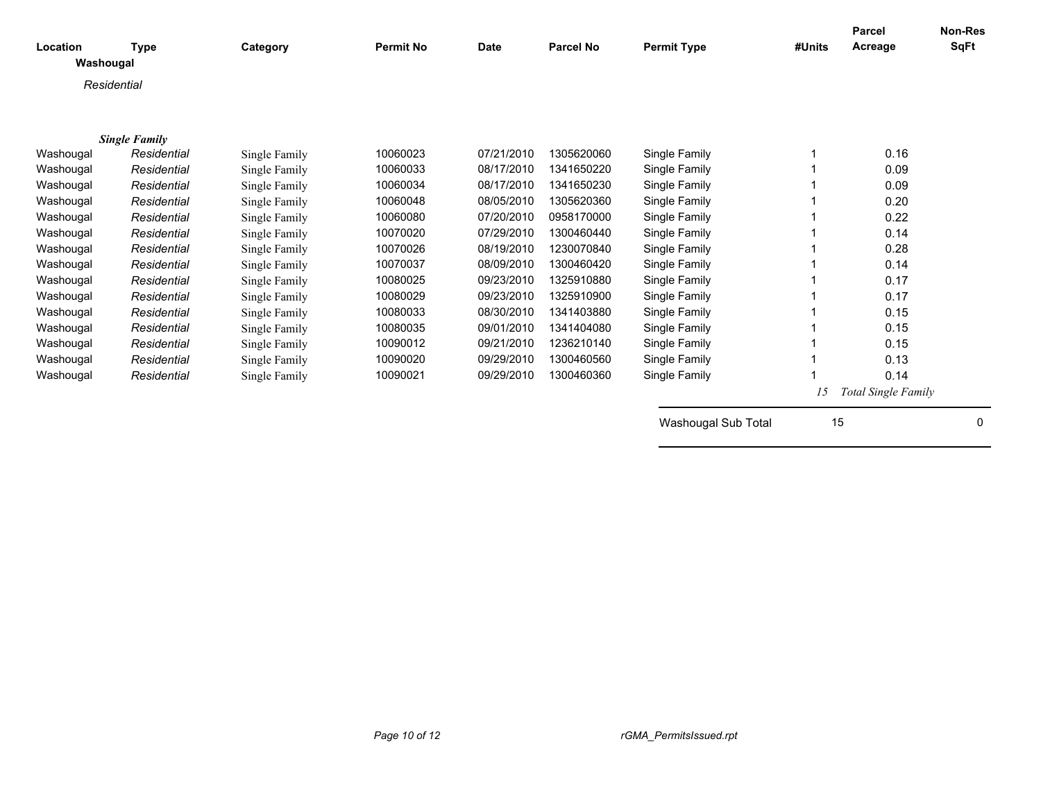| Location | Type | Category | Permit No | Date | Parcel No | Permit Type | #Units | Parcel Acreage | Non-Res SqFt |
|---|---|---|---|---|---|---|---|---|---|
| **Washougal** | | | | | | | | | |
| *Residential* | | | | | | | | | |
| ***Single Family*** | | | | | | | | | |
| Washougal | *Residential* | Single Family | 10060023 | 07/21/2010 | 1305620060 | Single Family | 1 | 0.16 | |
| Washougal | *Residential* | Single Family | 10060033 | 08/17/2010 | 1341650220 | Single Family | 1 | 0.09 | |
| Washougal | *Residential* | Single Family | 10060034 | 08/17/2010 | 1341650230 | Single Family | 1 | 0.09 | |
| Washougal | *Residential* | Single Family | 10060048 | 08/05/2010 | 1305620360 | Single Family | 1 | 0.20 | |
| Washougal | *Residential* | Single Family | 10060080 | 07/20/2010 | 0958170000 | Single Family | 1 | 0.22 | |
| Washougal | *Residential* | Single Family | 10070020 | 07/29/2010 | 1300460440 | Single Family | 1 | 0.14 | |
| Washougal | *Residential* | Single Family | 10070026 | 08/19/2010 | 1230070840 | Single Family | 1 | 0.28 | |
| Washougal | *Residential* | Single Family | 10070037 | 08/09/2010 | 1300460420 | Single Family | 1 | 0.14 | |
| Washougal | *Residential* | Single Family | 10080025 | 09/23/2010 | 1325910880 | Single Family | 1 | 0.17 | |
| Washougal | *Residential* | Single Family | 10080029 | 09/23/2010 | 1325910900 | Single Family | 1 | 0.17 | |
| Washougal | *Residential* | Single Family | 10080033 | 08/30/2010 | 1341403880 | Single Family | 1 | 0.15 | |
| Washougal | *Residential* | Single Family | 10080035 | 09/01/2010 | 1341404080 | Single Family | 1 | 0.15 | |
| Washougal | *Residential* | Single Family | 10090012 | 09/21/2010 | 1236210140 | Single Family | 1 | 0.15 | |
| Washougal | *Residential* | Single Family | 10090020 | 09/29/2010 | 1300460560 | Single Family | 1 | 0.13 | |
| Washougal | *Residential* | Single Family | 10090021 | 09/29/2010 | 1300460360 | Single Family | 1 | 0.14 | |
| | | | | | | | *15* | *Total Single Family* | |
| | | | | | | Washougal Sub Total | 15 | | 0 |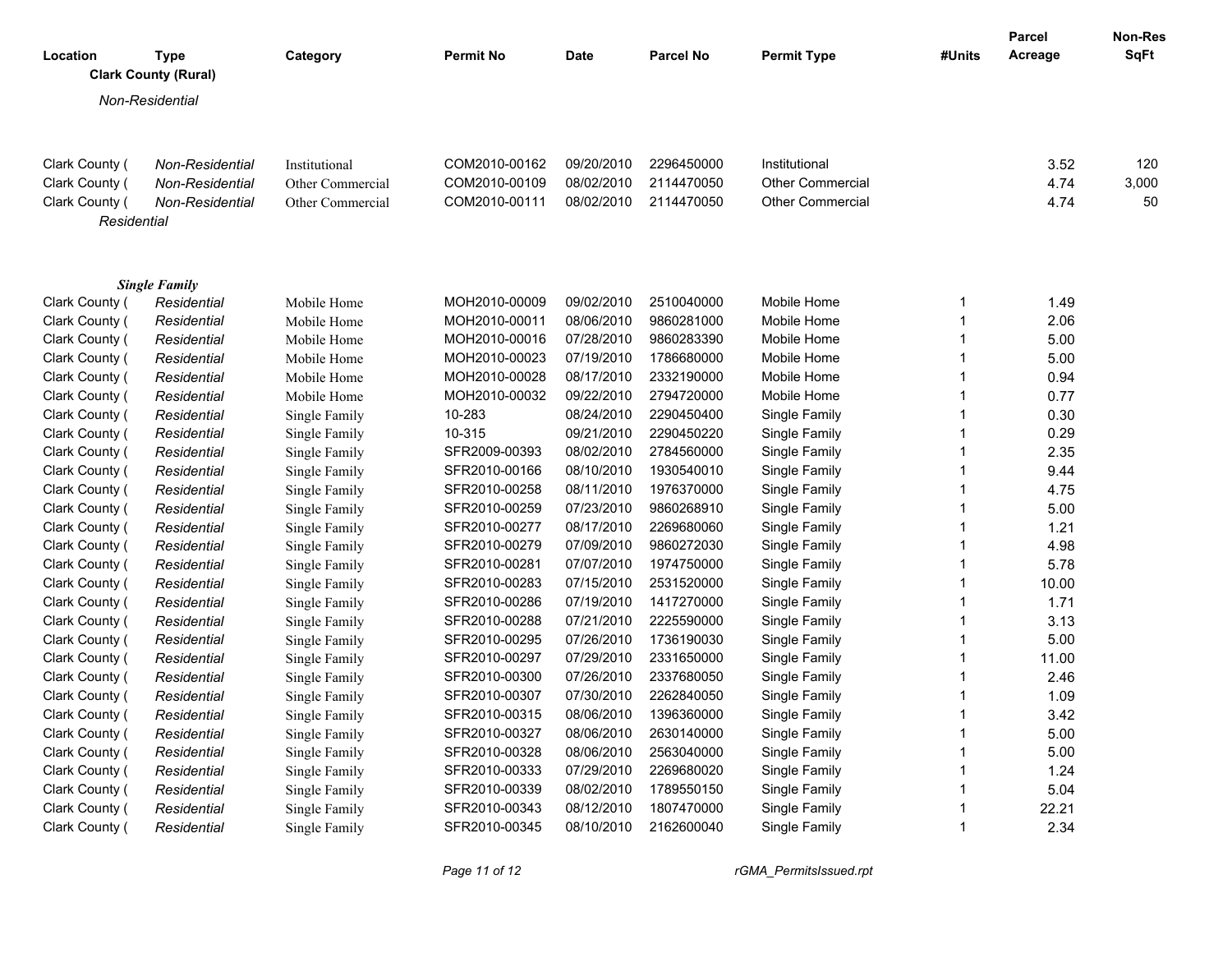| Location | Type | Category | Permit No | Date | Parcel No | Permit Type | #Units | Parcel Acreage | Non-Res SqFt |
|---|---|---|---|---|---|---|---|---|---|
| **Clark County (Rural)** | | | | | | | | | |
| *Non-Residential* | | | | | | | | | |
| Clark County ( | *Non-Residential* | Institutional | COM2010-00162 | 09/20/2010 | 2296450000 | Institutional | | 3.52 | 120 |
| Clark County ( | *Non-Residential* | Other Commercial | COM2010-00109 | 08/02/2010 | 2114470050 | Other Commercial | | 4.74 | 3,000 |
| Clark County ( | *Non-Residential* | Other Commercial | COM2010-00111 | 08/02/2010 | 2114470050 | Other Commercial | | 4.74 | 50 |
| *Residential* | | | | | | | | | |
| ***Single Family*** | | | | | | | | | |
| Clark County ( | *Residential* | Mobile Home | MOH2010-00009 | 09/02/2010 | 2510040000 | Mobile Home | 1 | 1.49 | |
| Clark County ( | *Residential* | Mobile Home | MOH2010-00011 | 08/06/2010 | 9860281000 | Mobile Home | 1 | 2.06 | |
| Clark County ( | *Residential* | Mobile Home | MOH2010-00016 | 07/28/2010 | 9860283390 | Mobile Home | 1 | 5.00 | |
| Clark County ( | *Residential* | Mobile Home | MOH2010-00023 | 07/19/2010 | 1786680000 | Mobile Home | 1 | 5.00 | |
| Clark County ( | *Residential* | Mobile Home | MOH2010-00028 | 08/17/2010 | 2332190000 | Mobile Home | 1 | 0.94 | |
| Clark County ( | *Residential* | Mobile Home | MOH2010-00032 | 09/22/2010 | 2794720000 | Mobile Home | 1 | 0.77 | |
| Clark County ( | *Residential* | Single Family | 10-283 | 08/24/2010 | 2290450400 | Single Family | 1 | 0.30 | |
| Clark County ( | *Residential* | Single Family | 10-315 | 09/21/2010 | 2290450220 | Single Family | 1 | 0.29 | |
| Clark County ( | *Residential* | Single Family | SFR2009-00393 | 08/02/2010 | 2784560000 | Single Family | 1 | 2.35 | |
| Clark County ( | *Residential* | Single Family | SFR2010-00166 | 08/10/2010 | 1930540010 | Single Family | 1 | 9.44 | |
| Clark County ( | *Residential* | Single Family | SFR2010-00258 | 08/11/2010 | 1976370000 | Single Family | 1 | 4.75 | |
| Clark County ( | *Residential* | Single Family | SFR2010-00259 | 07/23/2010 | 9860268910 | Single Family | 1 | 5.00 | |
| Clark County ( | *Residential* | Single Family | SFR2010-00277 | 08/17/2010 | 2269680060 | Single Family | 1 | 1.21 | |
| Clark County ( | *Residential* | Single Family | SFR2010-00279 | 07/09/2010 | 9860272030 | Single Family | 1 | 4.98 | |
| Clark County ( | *Residential* | Single Family | SFR2010-00281 | 07/07/2010 | 1974750000 | Single Family | 1 | 5.78 | |
| Clark County ( | *Residential* | Single Family | SFR2010-00283 | 07/15/2010 | 2531520000 | Single Family | 1 | 10.00 | |
| Clark County ( | *Residential* | Single Family | SFR2010-00286 | 07/19/2010 | 1417270000 | Single Family | 1 | 1.71 | |
| Clark County ( | *Residential* | Single Family | SFR2010-00288 | 07/21/2010 | 2225590000 | Single Family | 1 | 3.13 | |
| Clark County ( | *Residential* | Single Family | SFR2010-00295 | 07/26/2010 | 1736190030 | Single Family | 1 | 5.00 | |
| Clark County ( | *Residential* | Single Family | SFR2010-00297 | 07/29/2010 | 2331650000 | Single Family | 1 | 11.00 | |
| Clark County ( | *Residential* | Single Family | SFR2010-00300 | 07/26/2010 | 2337680050 | Single Family | 1 | 2.46 | |
| Clark County ( | *Residential* | Single Family | SFR2010-00307 | 07/30/2010 | 2262840050 | Single Family | 1 | 1.09 | |
| Clark County ( | *Residential* | Single Family | SFR2010-00315 | 08/06/2010 | 1396360000 | Single Family | 1 | 3.42 | |
| Clark County ( | *Residential* | Single Family | SFR2010-00327 | 08/06/2010 | 2630140000 | Single Family | 1 | 5.00 | |
| Clark County ( | *Residential* | Single Family | SFR2010-00328 | 08/06/2010 | 2563040000 | Single Family | 1 | 5.00 | |
| Clark County ( | *Residential* | Single Family | SFR2010-00333 | 07/29/2010 | 2269680020 | Single Family | 1 | 1.24 | |
| Clark County ( | *Residential* | Single Family | SFR2010-00339 | 08/02/2010 | 1789550150 | Single Family | 1 | 5.04 | |
| Clark County ( | *Residential* | Single Family | SFR2010-00343 | 08/12/2010 | 1807470000 | Single Family | 1 | 22.21 | |
| Clark County ( | *Residential* | Single Family | SFR2010-00345 | 08/10/2010 | 2162600040 | Single Family | 1 | 2.34 | |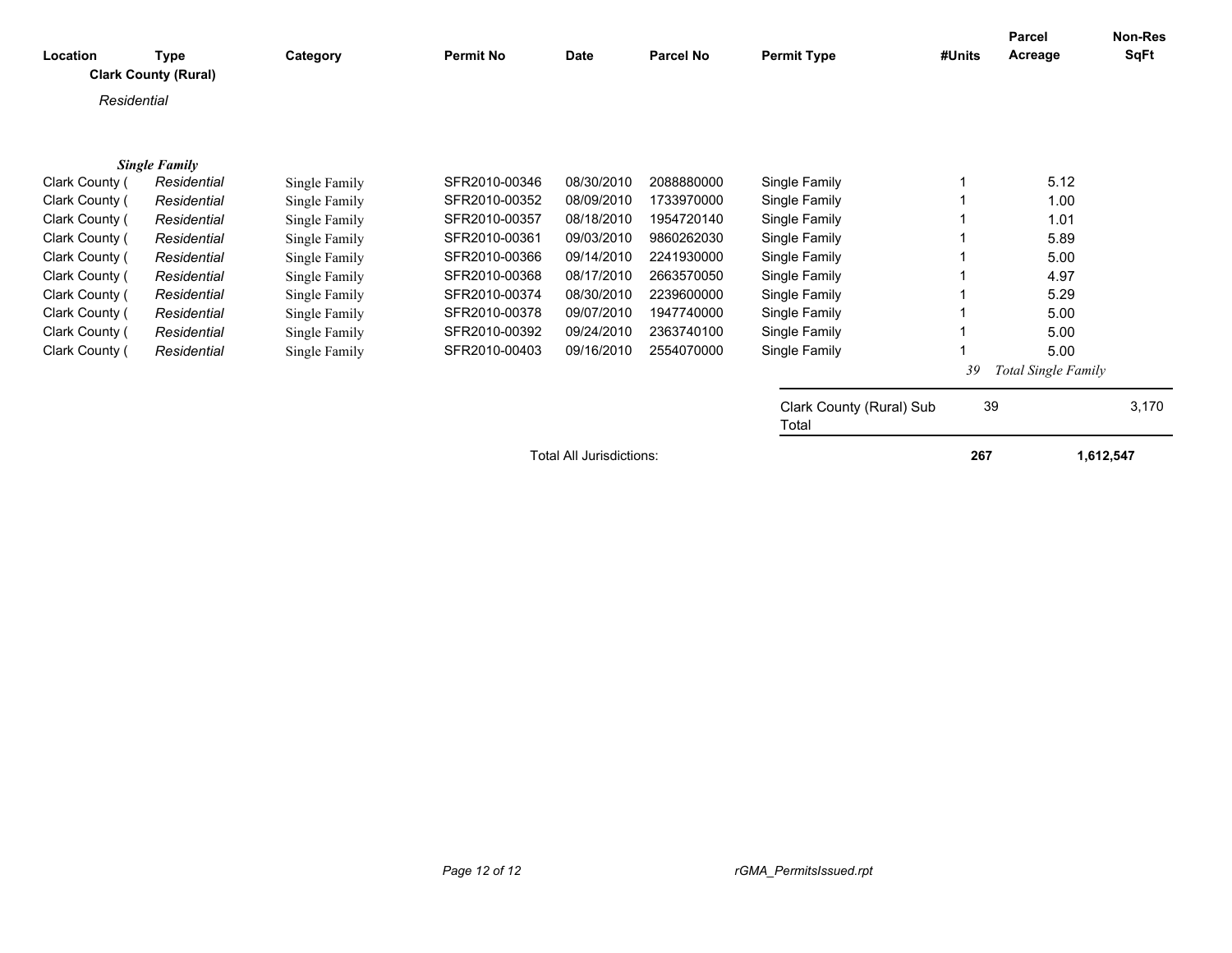| Location | Type | Category | Permit No | Date | Parcel No | Permit Type | #Units | Parcel Acreage | Non-Res SqFt |
|---|---|---|---|---|---|---|---|---|---|
| **Clark County (Rural)** | | | | | | | | | |
| *Residential* | | | | | | | | | |
| ***Single Family*** | | | | | | | | | |
| Clark County ( | *Residential* | Single Family | SFR2010-00346 | 08/30/2010 | 2088880000 | Single Family | 1 | 5.12 | |
| Clark County ( | *Residential* | Single Family | SFR2010-00352 | 08/09/2010 | 1733970000 | Single Family | 1 | 1.00 | |
| Clark County ( | *Residential* | Single Family | SFR2010-00357 | 08/18/2010 | 1954720140 | Single Family | 1 | 1.01 | |
| Clark County ( | *Residential* | Single Family | SFR2010-00361 | 09/03/2010 | 9860262030 | Single Family | 1 | 5.89 | |
| Clark County ( | *Residential* | Single Family | SFR2010-00366 | 09/14/2010 | 2241930000 | Single Family | 1 | 5.00 | |
| Clark County ( | *Residential* | Single Family | SFR2010-00368 | 08/17/2010 | 2663570050 | Single Family | 1 | 4.97 | |
| Clark County ( | *Residential* | Single Family | SFR2010-00374 | 08/30/2010 | 2239600000 | Single Family | 1 | 5.29 | |
| Clark County ( | *Residential* | Single Family | SFR2010-00378 | 09/07/2010 | 1947740000 | Single Family | 1 | 5.00 | |
| Clark County ( | *Residential* | Single Family | SFR2010-00392 | 09/24/2010 | 2363740100 | Single Family | 1 | 5.00 | |
| Clark County ( | *Residential* | Single Family | SFR2010-00403 | 09/16/2010 | 2554070000 | Single Family | 1 | 5.00 | |
| | | | | | | | *39* | *Total Single Family* | |
| | | | | | | Clark County (Rural) Sub Total | 39 | | 3,170 |
| | | | | Total All Jurisdictions: | | | **267** | | **1,612,547** |

rGMA_PermitsIssued.rpt